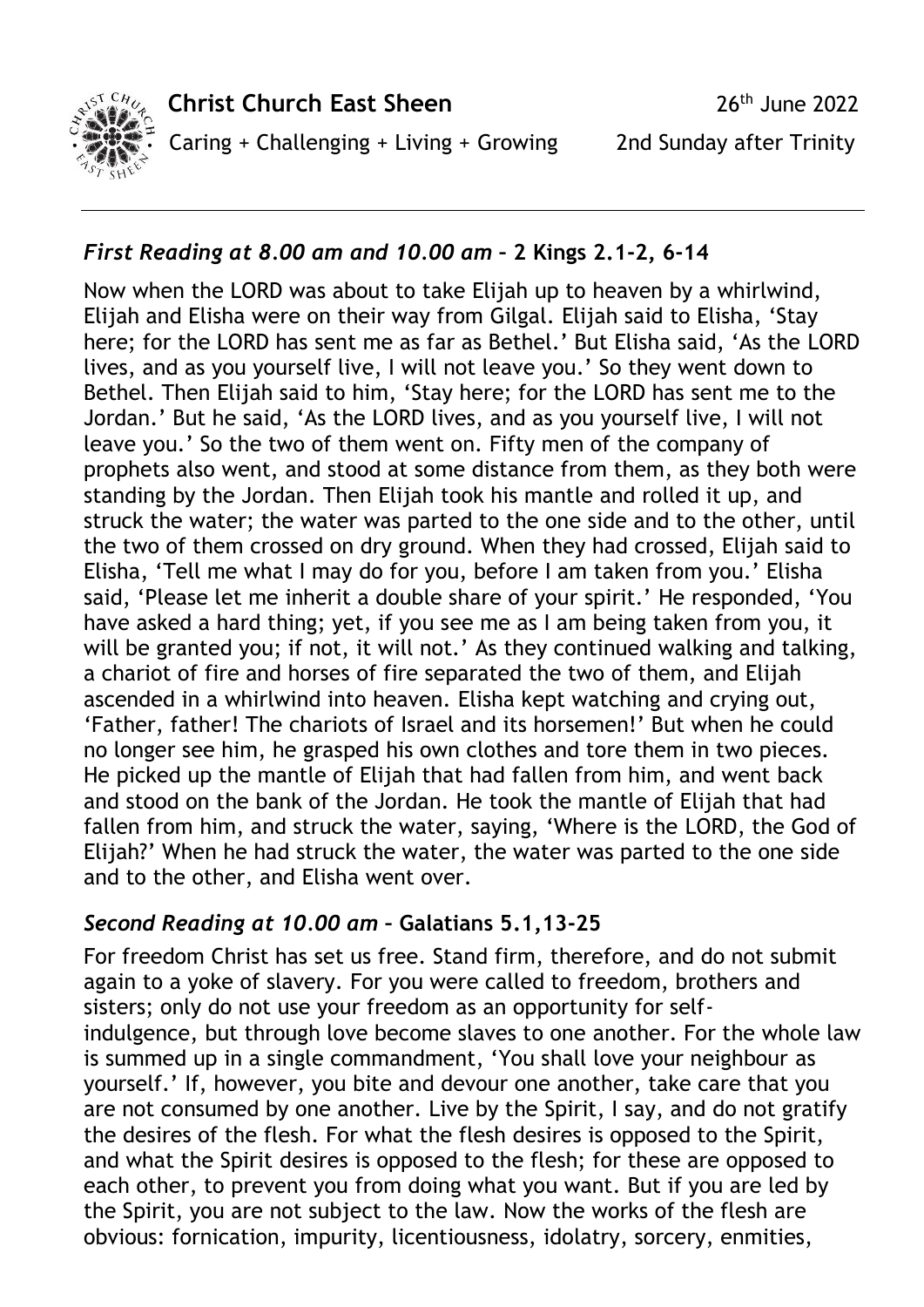**Christ Church East Sheen** 26th June 2022

Caring + Challenging + Living + Growing 2nd Sunday after Trinity

---

### *First Reading at 8.00 am and 10.00 am* – **2 Kings 2.1-2, 6-14**

Now when the LORD was about to take Elijah up to heaven by a whirlwind, Elijah and Elisha were on their way from Gilgal. Elijah said to Elisha, 'Stay here; for the LORD has sent me as far as Bethel.' But Elisha said, 'As the LORD lives, and as you yourself live, I will not leave you.' So they went down to Bethel. Then Elijah said to him, 'Stay here; for the LORD has sent me to the Jordan.' But he said, 'As the LORD lives, and as you yourself live, I will not leave you.' So the two of them went on. Fifty men of the company of prophets also went, and stood at some distance from them, as they both were standing by the Jordan. Then Elijah took his mantle and rolled it up, and struck the water; the water was parted to the one side and to the other, until the two of them crossed on dry ground. When they had crossed, Elijah said to Elisha, 'Tell me what I may do for you, before I am taken from you.' Elisha said, 'Please let me inherit a double share of your spirit.' He responded, 'You have asked a hard thing; yet, if you see me as I am being taken from you, it will be granted you; if not, it will not.' As they continued walking and talking, a chariot of fire and horses of fire separated the two of them, and Elijah ascended in a whirlwind into heaven. Elisha kept watching and crying out, 'Father, father! The chariots of Israel and its horsemen!' But when he could no longer see him, he grasped his own clothes and tore them in two pieces. He picked up the mantle of Elijah that had fallen from him, and went back and stood on the bank of the Jordan. He took the mantle of Elijah that had fallen from him, and struck the water, saying, 'Where is the LORD, the God of Elijah?' When he had struck the water, the water was parted to the one side and to the other, and Elisha went over.

### *Second Reading at 10.00 am* – **Galatians 5.1,13-25**

For freedom Christ has set us free. Stand firm, therefore, and do not submit again to a yoke of slavery. For you were called to freedom, brothers and sisters; only do not use your freedom as an opportunity for self-indulgence, but through love become slaves to one another. For the whole law is summed up in a single commandment, 'You shall love your neighbour as yourself.' If, however, you bite and devour one another, take care that you are not consumed by one another. Live by the Spirit, I say, and do not gratify the desires of the flesh. For what the flesh desires is opposed to the Spirit, and what the Spirit desires is opposed to the flesh; for these are opposed to each other, to prevent you from doing what you want. But if you are led by the Spirit, you are not subject to the law. Now the works of the flesh are obvious: fornication, impurity, licentiousness, idolatry, sorcery, enmities,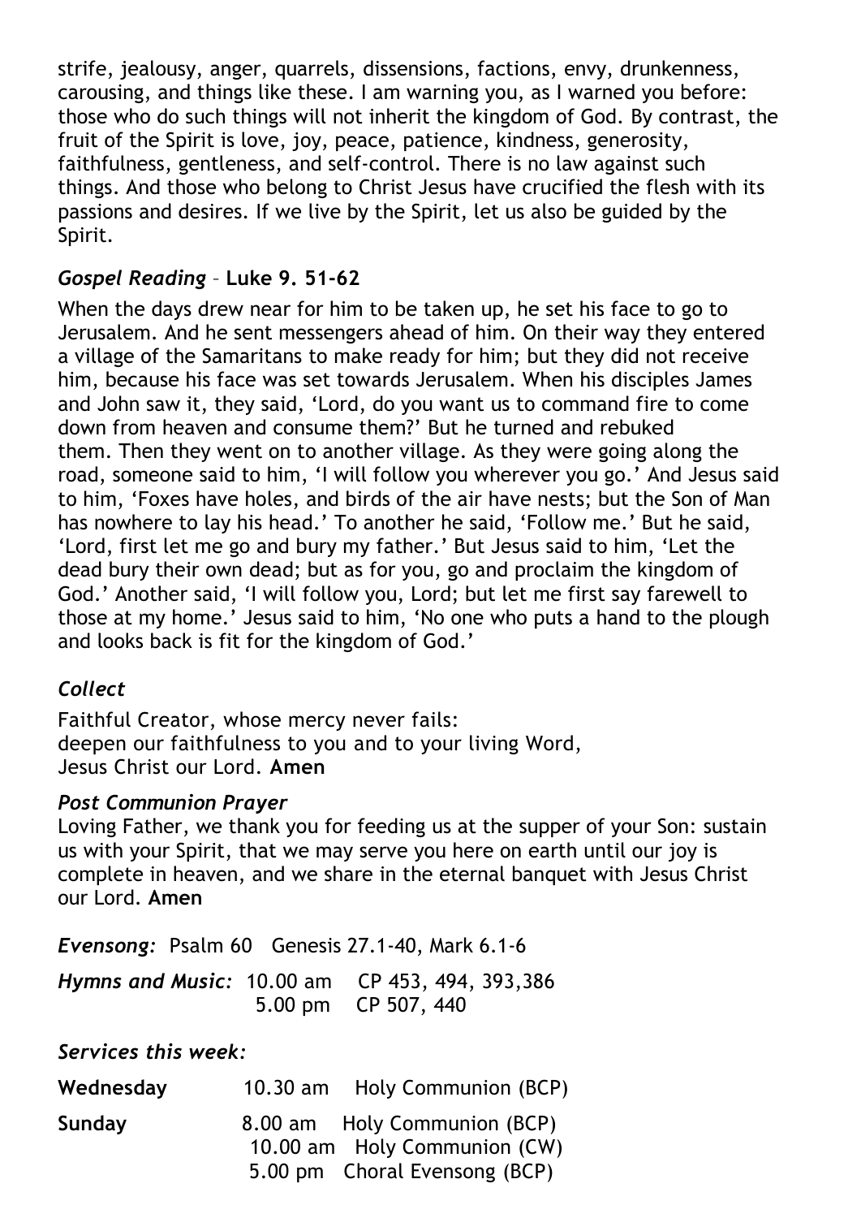strife, jealousy, anger, quarrels, dissensions, factions, envy, drunkenness, carousing, and things like these. I am warning you, as I warned you before: those who do such things will not inherit the kingdom of God. By contrast, the fruit of the Spirit is love, joy, peace, patience, kindness, generosity, faithfulness, gentleness, and self-control. There is no law against such things. And those who belong to Christ Jesus have crucified the flesh with its passions and desires. If we live by the Spirit, let us also be guided by the Spirit.

### *Gospel Reading* – **Luke 9. 51-62**

When the days drew near for him to be taken up, he set his face to go to Jerusalem. And he sent messengers ahead of him. On their way they entered a village of the Samaritans to make ready for him; but they did not receive him, because his face was set towards Jerusalem. When his disciples James and John saw it, they said, 'Lord, do you want us to command fire to come down from heaven and consume them?' But he turned and rebuked them. Then they went on to another village. As they were going along the road, someone said to him, 'I will follow you wherever you go.' And Jesus said to him, 'Foxes have holes, and birds of the air have nests; but the Son of Man has nowhere to lay his head.' To another he said, 'Follow me.' But he said, 'Lord, first let me go and bury my father.' But Jesus said to him, 'Let the dead bury their own dead; but as for you, go and proclaim the kingdom of God.' Another said, 'I will follow you, Lord; but let me first say farewell to those at my home.' Jesus said to him, 'No one who puts a hand to the plough and looks back is fit for the kingdom of God.'

### *Collect*

Faithful Creator, whose mercy never fails:
deepen our faithfulness to you and to your living Word,
Jesus Christ our Lord. **Amen**

### *Post Communion Prayer*

Loving Father, we thank you for feeding us at the supper of your Son: sustain us with your Spirit, that we may serve you here on earth until our joy is complete in heaven, and we share in the eternal banquet with Jesus Christ our Lord. **Amen**

***Evensong:*** Psalm 60 Genesis 27.1-40, Mark 6.1-6

***Hymns and Music:*** 10.00 am CP 453, 494, 393,386
5.00 pm CP 507, 440

### *Services this week:*

| | | |
|---|---|---|
| **Wednesday** | 10.30 am | Holy Communion (BCP) |
| **Sunday** | 8.00 am | Holy Communion (BCP) |
| | 10.00 am | Holy Communion (CW) |
| | 5.00 pm | Choral Evensong (BCP) |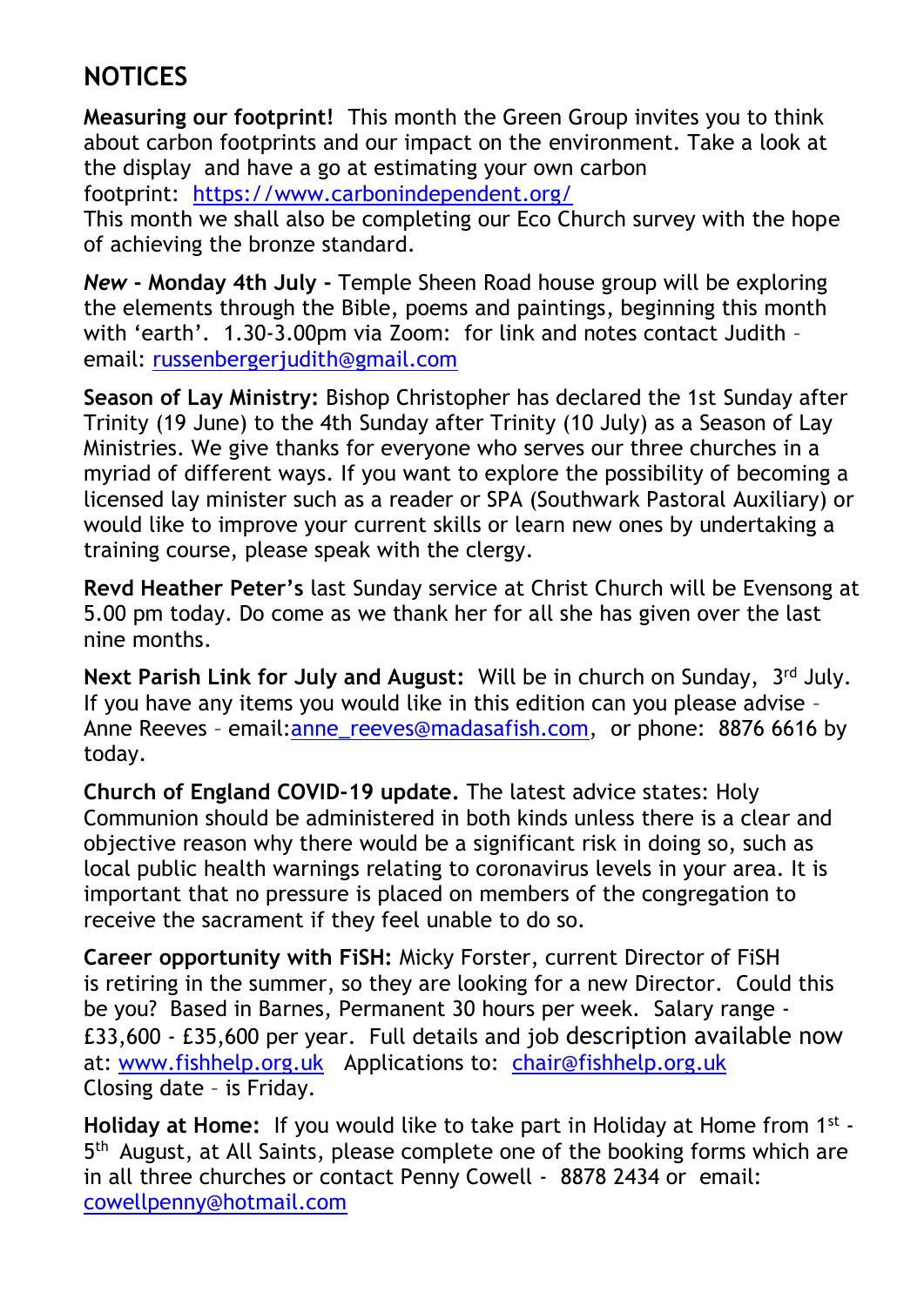## NOTICES

**Measuring our footprint!** This month the Green Group invites you to think about carbon footprints and our impact on the environment. Take a look at the display and have a go at estimating your own carbon footprint: https://www.carbonindependent.org/
This month we shall also be completing our Eco Church survey with the hope of achieving the bronze standard.

***New* - Monday 4th July -** Temple Sheen Road house group will be exploring the elements through the Bible, poems and paintings, beginning this month with 'earth'. 1.30-3.00pm via Zoom: for link and notes contact Judith – email: russenbergerjudith@gmail.com

**Season of Lay Ministry:** Bishop Christopher has declared the 1st Sunday after Trinity (19 June) to the 4th Sunday after Trinity (10 July) as a Season of Lay Ministries. We give thanks for everyone who serves our three churches in a myriad of different ways. If you want to explore the possibility of becoming a licensed lay minister such as a reader or SPA (Southwark Pastoral Auxiliary) or would like to improve your current skills or learn new ones by undertaking a training course, please speak with the clergy.

**Revd Heather Peter's** last Sunday service at Christ Church will be Evensong at 5.00 pm today. Do come as we thank her for all she has given over the last nine months.

**Next Parish Link for July and August:** Will be in church on Sunday, 3rd July. If you have any items you would like in this edition can you please advise – Anne Reeves – email:anne_reeves@madasafish.com, or phone: 8876 6616 by today.

**Church of England COVID-19 update.** The latest advice states: Holy Communion should be administered in both kinds unless there is a clear and objective reason why there would be a significant risk in doing so, such as local public health warnings relating to coronavirus levels in your area. It is important that no pressure is placed on members of the congregation to receive the sacrament if they feel unable to do so.

**Career opportunity with FiSH:** Micky Forster, current Director of FiSH is retiring in the summer, so they are looking for a new Director. Could this be you? Based in Barnes, Permanent 30 hours per week. Salary range - £33,600 - £35,600 per year. Full details and job description available now at: www.fishhelp.org.uk Applications to: chair@fishhelp.org.uk
Closing date – is Friday.

**Holiday at Home:** If you would like to take part in Holiday at Home from 1st - 5th August, at All Saints, please complete one of the booking forms which are in all three churches or contact Penny Cowell - 8878 2434 or email: cowellpenny@hotmail.com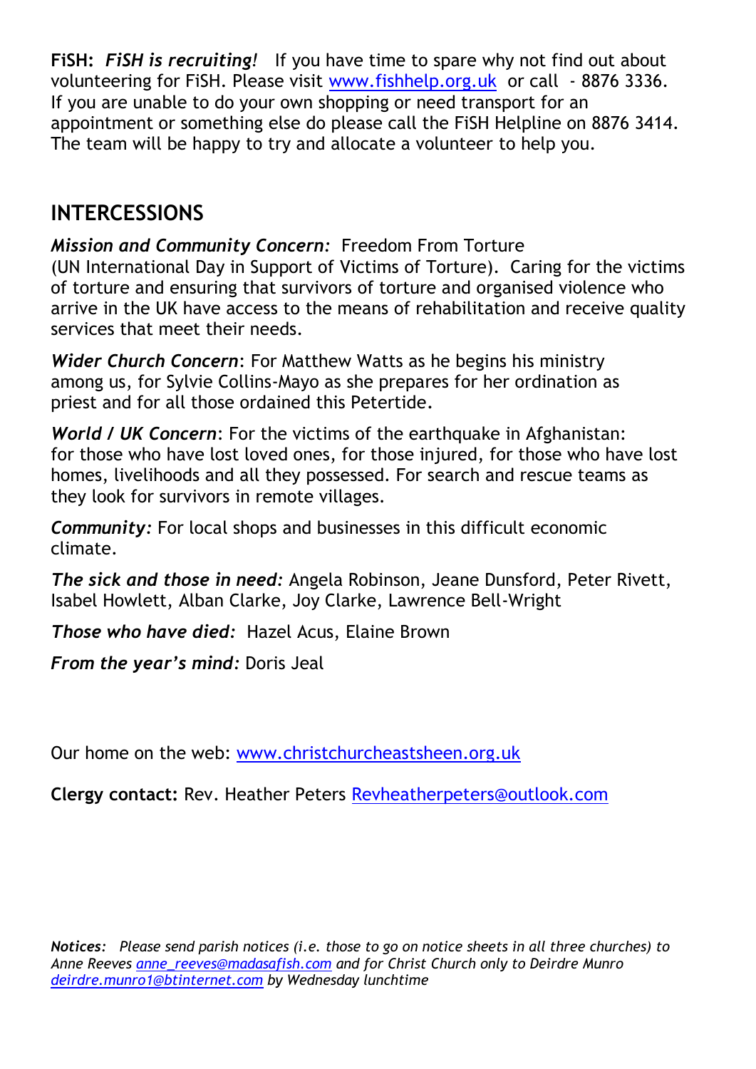**FiSH:** ***FiSH is recruiting!*** If you have time to spare why not find out about volunteering for FiSH. Please visit www.fishhelp.org.uk or call - 8876 3336. If you are unable to do your own shopping or need transport for an appointment or something else do please call the FiSH Helpline on 8876 3414. The team will be happy to try and allocate a volunteer to help you.

## INTERCESSIONS

***Mission and Community Concern:*** Freedom From Torture (UN International Day in Support of Victims of Torture). Caring for the victims of torture and ensuring that survivors of torture and organised violence who arrive in the UK have access to the means of rehabilitation and receive quality services that meet their needs.

***Wider Church Concern***: For Matthew Watts as he begins his ministry among us, for Sylvie Collins-Mayo as she prepares for her ordination as priest and for all those ordained this Petertide.

***World / UK Concern***: For the victims of the earthquake in Afghanistan: for those who have lost loved ones, for those injured, for those who have lost homes, livelihoods and all they possessed. For search and rescue teams as they look for survivors in remote villages.

***Community:*** For local shops and businesses in this difficult economic climate.

***The sick and those in need:*** Angela Robinson, Jeane Dunsford, Peter Rivett, Isabel Howlett, Alban Clarke, Joy Clarke, Lawrence Bell-Wright

***Those who have died:*** Hazel Acus, Elaine Brown

***From the year's mind:*** Doris Jeal

Our home on the web: www.christchurcheastsheen.org.uk

**Clergy contact:** Rev. Heather Peters Revheatherpeters@outlook.com

***Notices:*** *Please send parish notices (i.e. those to go on notice sheets in all three churches) to Anne Reeves anne_reeves@madasafish.com and for Christ Church only to Deirdre Munro deirdre.munro1@btinternet.com by Wednesday lunchtime*